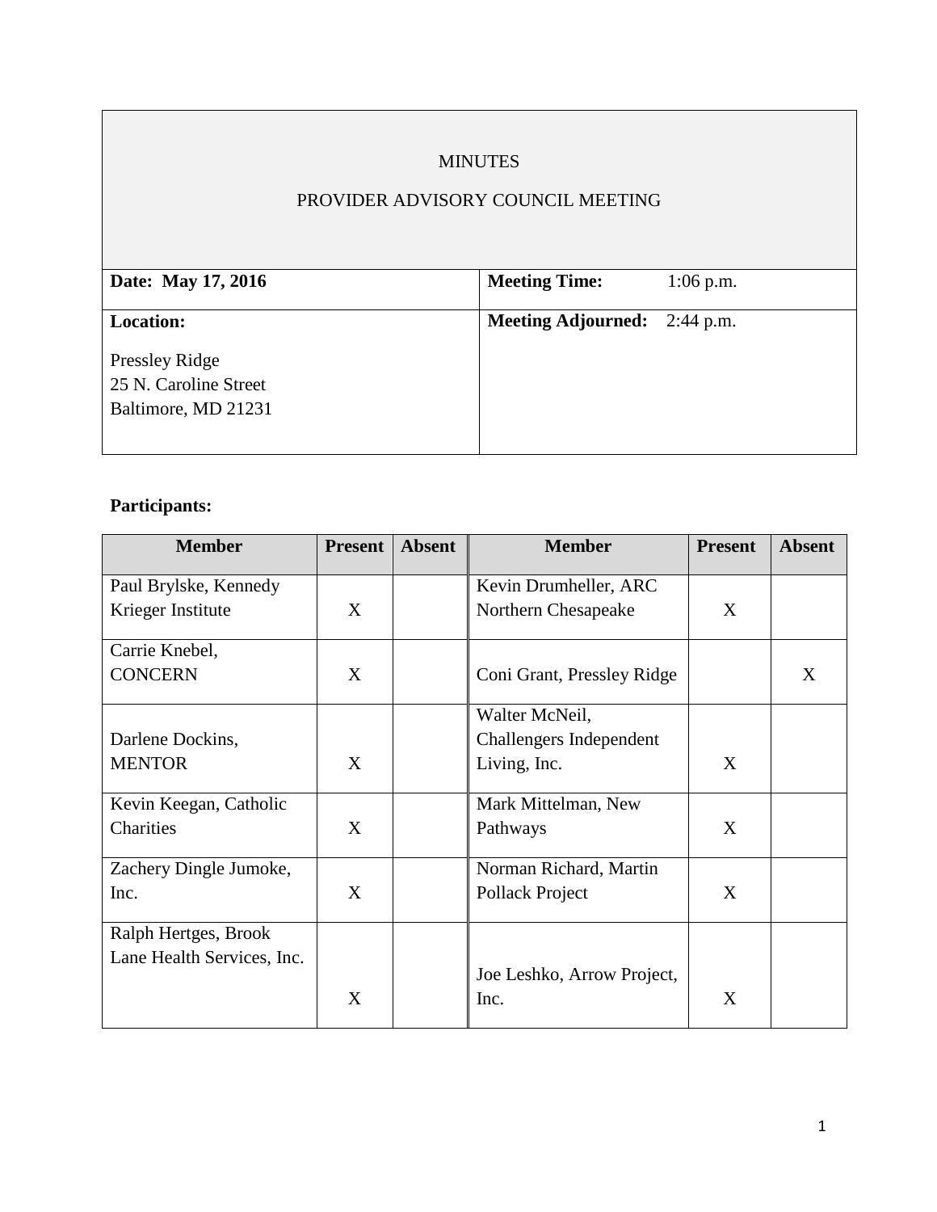# MINUTES

## PROVIDER ADVISORY COUNCIL MEETING

| **Date: May 17, 2016** | **Meeting Time:** 1:06 p.m. |
|---|---|
| **Location:**<br><br>Pressley Ridge<br>25 N. Caroline Street<br>Baltimore, MD 21231 | **Meeting Adjourned:** 2:44 p.m. |

**Participants:**

| Member | Present | Absent | Member | Present | Absent |
|---|---|---|---|---|---|
| Paul Brylske, Kennedy Krieger Institute | X | | Kevin Drumheller, ARC Northern Chesapeake | X | |
| Carrie Knebel, CONCERN | X | | Coni Grant, Pressley Ridge | | X |
| Darlene Dockins, MENTOR | X | | Walter McNeil, Challengers Independent Living, Inc. | X | |
| Kevin Keegan, Catholic Charities | X | | Mark Mittelman, New Pathways | X | |
| Zachery Dingle Jumoke, Inc. | X | | Norman Richard, Martin Pollack Project | X | |
| Ralph Hertges, Brook Lane Health Services, Inc. | X | | Joe Leshko, Arrow Project, Inc. | X | |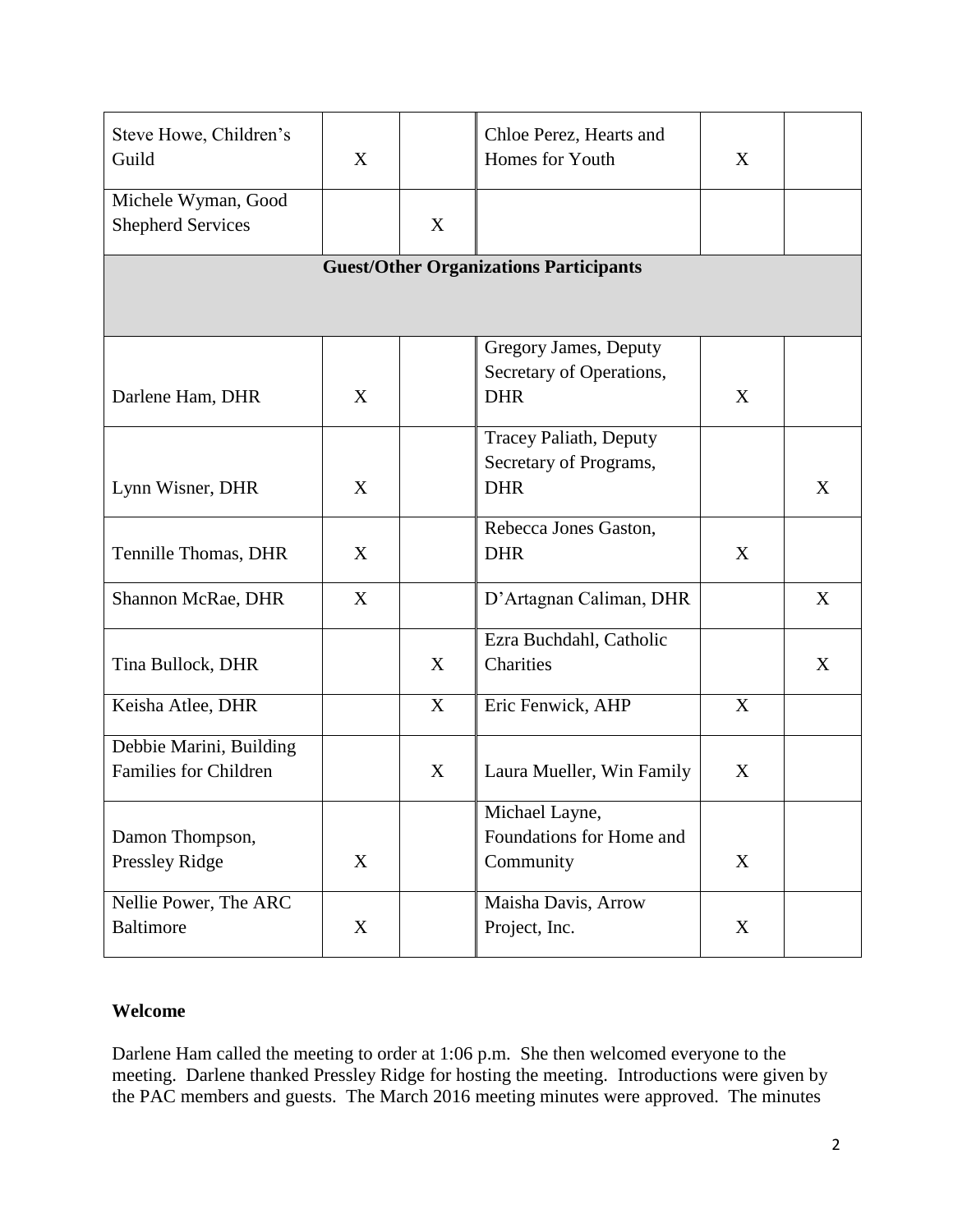| | | | | | |
|---|---|---|---|---|---|
| Steve Howe, Children's Guild | X | | Chloe Perez, Hearts and Homes for Youth | X | |
| Michele Wyman, Good Shepherd Services | | X | | | |
| **Guest/Other Organizations Participants** | | | | | |
| Darlene Ham, DHR | X | | Gregory James, Deputy Secretary of Operations, DHR | X | |
| Lynn Wisner, DHR | X | | Tracey Paliath, Deputy Secretary of Programs, DHR | | X |
| Tennille Thomas, DHR | X | | Rebecca Jones Gaston, DHR | X | |
| Shannon McRae, DHR | X | | D'Artagnan Caliman, DHR | | X |
| Tina Bullock, DHR | | X | Ezra Buchdahl, Catholic Charities | | X |
| Keisha Atlee, DHR | | X | Eric Fenwick, AHP | X | |
| Debbie Marini, Building Families for Children | | X | Laura Mueller, Win Family | X | |
| Damon Thompson, Pressley Ridge | X | | Michael Layne, Foundations for Home and Community | X | |
| Nellie Power, The ARC Baltimore | X | | Maisha Davis, Arrow Project, Inc. | X | |

**Welcome**

Darlene Ham called the meeting to order at 1:06 p.m. She then welcomed everyone to the meeting. Darlene thanked Pressley Ridge for hosting the meeting. Introductions were given by the PAC members and guests. The March 2016 meeting minutes were approved. The minutes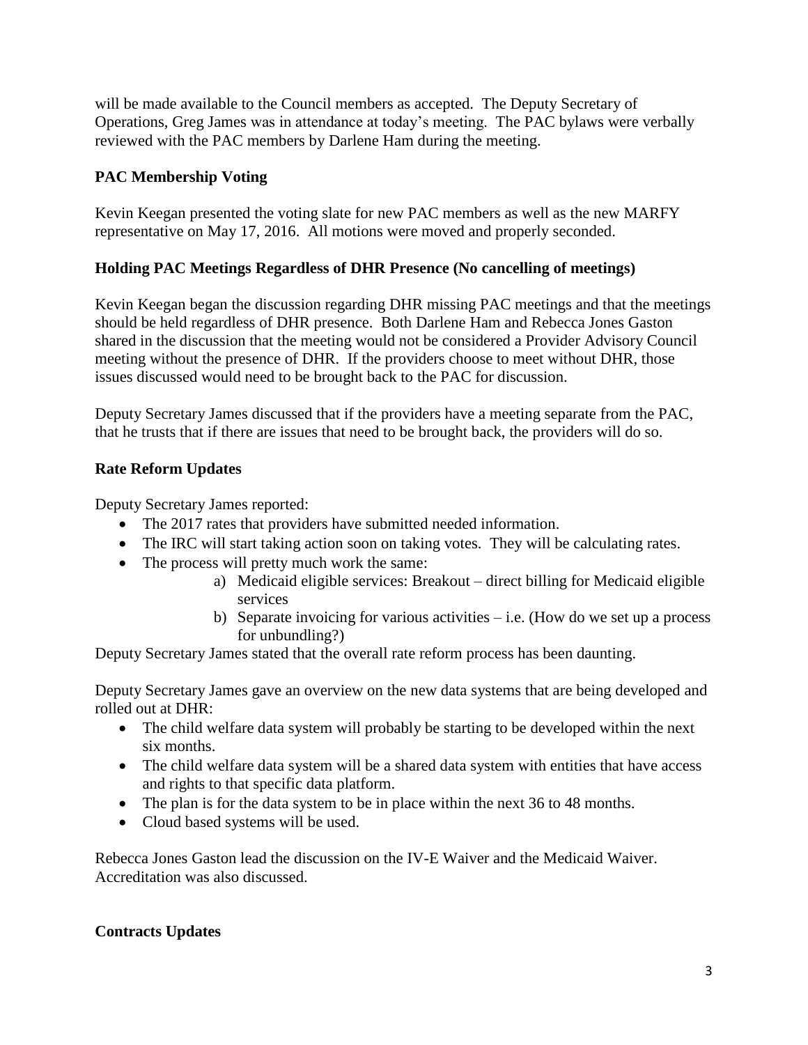will be made available to the Council members as accepted. The Deputy Secretary of Operations, Greg James was in attendance at today's meeting. The PAC bylaws were verbally reviewed with the PAC members by Darlene Ham during the meeting.

**PAC Membership Voting**

Kevin Keegan presented the voting slate for new PAC members as well as the new MARFY representative on May 17, 2016. All motions were moved and properly seconded.

**Holding PAC Meetings Regardless of DHR Presence (No cancelling of meetings)**

Kevin Keegan began the discussion regarding DHR missing PAC meetings and that the meetings should be held regardless of DHR presence. Both Darlene Ham and Rebecca Jones Gaston shared in the discussion that the meeting would not be considered a Provider Advisory Council meeting without the presence of DHR. If the providers choose to meet without DHR, those issues discussed would need to be brought back to the PAC for discussion.

Deputy Secretary James discussed that if the providers have a meeting separate from the PAC, that he trusts that if there are issues that need to be brought back, the providers will do so.

**Rate Reform Updates**

Deputy Secretary James reported:

- The 2017 rates that providers have submitted needed information.
- The IRC will start taking action soon on taking votes. They will be calculating rates.
- The process will pretty much work the same:
    a) Medicaid eligible services: Breakout – direct billing for Medicaid eligible services
    b) Separate invoicing for various activities – i.e. (How do we set up a process for unbundling?)

Deputy Secretary James stated that the overall rate reform process has been daunting.

Deputy Secretary James gave an overview on the new data systems that are being developed and rolled out at DHR:

- The child welfare data system will probably be starting to be developed within the next six months.
- The child welfare data system will be a shared data system with entities that have access and rights to that specific data platform.
- The plan is for the data system to be in place within the next 36 to 48 months.
- Cloud based systems will be used.

Rebecca Jones Gaston lead the discussion on the IV-E Waiver and the Medicaid Waiver. Accreditation was also discussed.

**Contracts Updates**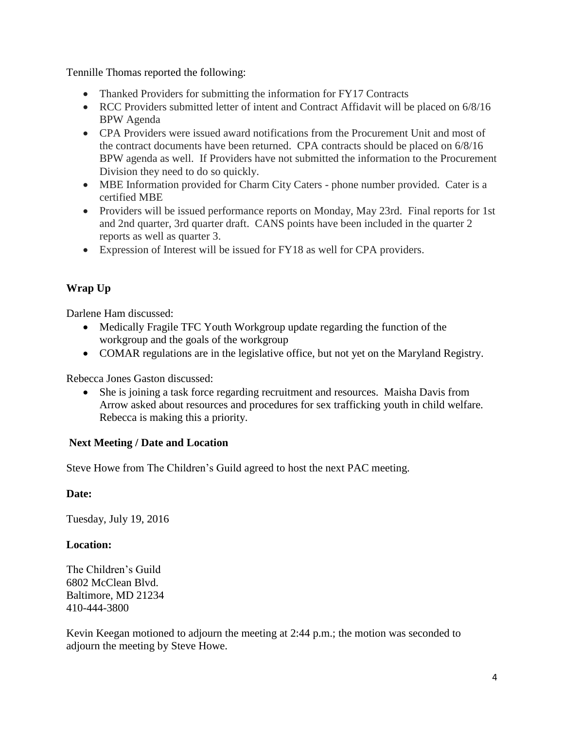Tennille Thomas reported the following:

- Thanked Providers for submitting the information for FY17 Contracts
- RCC Providers submitted letter of intent and Contract Affidavit will be placed on 6/8/16 BPW Agenda
- CPA Providers were issued award notifications from the Procurement Unit and most of the contract documents have been returned. CPA contracts should be placed on 6/8/16 BPW agenda as well. If Providers have not submitted the information to the Procurement Division they need to do so quickly.
- MBE Information provided for Charm City Caters - phone number provided. Cater is a certified MBE
- Providers will be issued performance reports on Monday, May 23rd. Final reports for 1st and 2nd quarter, 3rd quarter draft. CANS points have been included in the quarter 2 reports as well as quarter 3.
- Expression of Interest will be issued for FY18 as well for CPA providers.

**Wrap Up**

Darlene Ham discussed:

- Medically Fragile TFC Youth Workgroup update regarding the function of the workgroup and the goals of the workgroup
- COMAR regulations are in the legislative office, but not yet on the Maryland Registry.

Rebecca Jones Gaston discussed:

- She is joining a task force regarding recruitment and resources. Maisha Davis from Arrow asked about resources and procedures for sex trafficking youth in child welfare. Rebecca is making this a priority.

**Next Meeting / Date and Location**

Steve Howe from The Children's Guild agreed to host the next PAC meeting.

**Date:**

Tuesday, July 19, 2016

**Location:**

The Children's Guild
6802 McClean Blvd.
Baltimore, MD 21234
410-444-3800

Kevin Keegan motioned to adjourn the meeting at 2:44 p.m.; the motion was seconded to adjourn the meeting by Steve Howe.